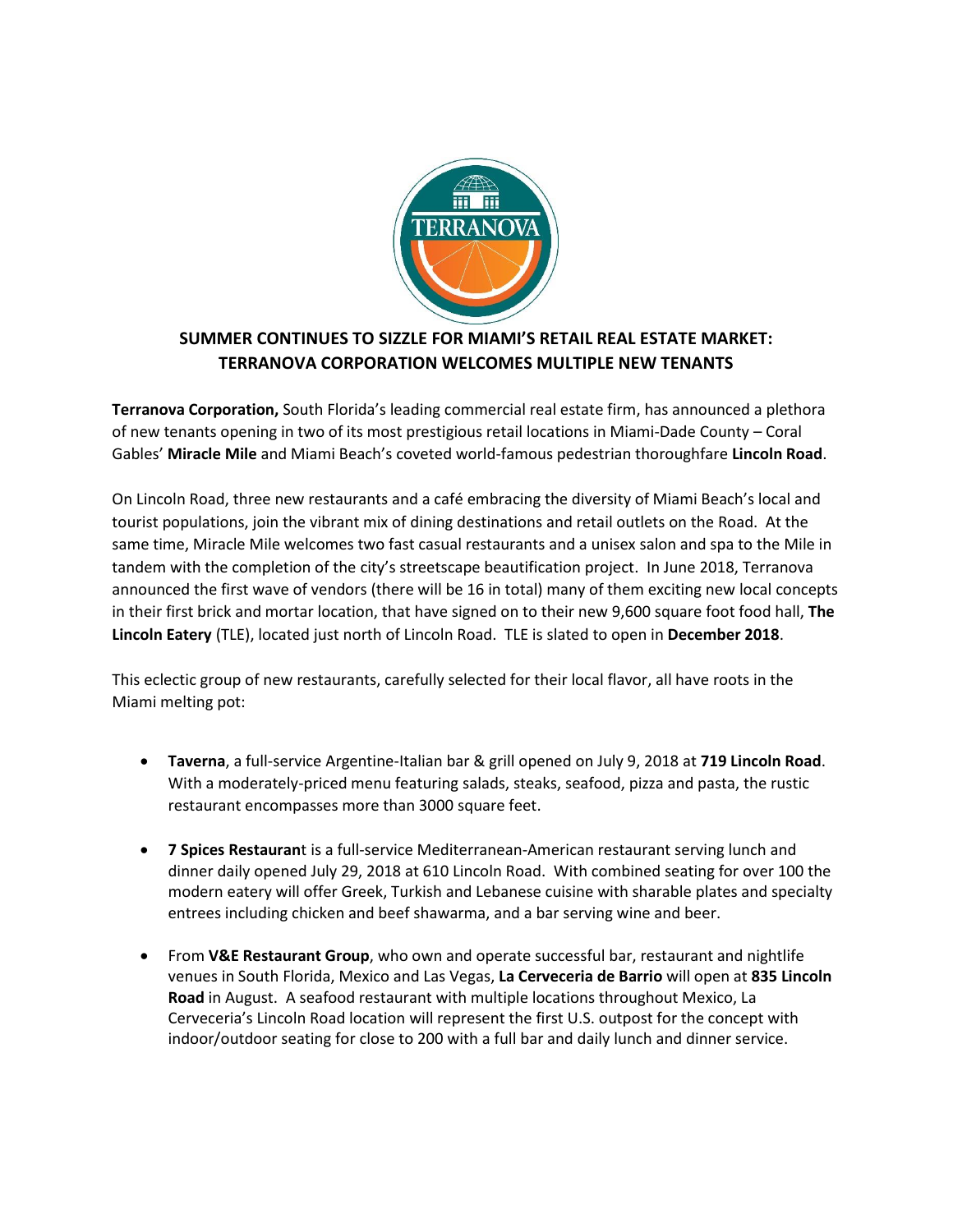# SUMMER CONTINUES TO SIZZLE FOR MIAMI'S RETAIL REAL ESTATE MARKET: TERRANOVA CORPORATION WELCOMES MULTIPLE NEW TENANTS

**Terranova Corporation,** South Florida's leading commercial real estate firm, has announced a plethora of new tenants opening in two of its most prestigious retail locations in Miami-Dade County – Coral Gables' **Miracle Mile** and Miami Beach's coveted world-famous pedestrian thoroughfare **Lincoln Road**.

On Lincoln Road, three new restaurants and a café embracing the diversity of Miami Beach's local and tourist populations, join the vibrant mix of dining destinations and retail outlets on the Road. At the same time, Miracle Mile welcomes two fast casual restaurants and a unisex salon and spa to the Mile in tandem with the completion of the city's streetscape beautification project. In June 2018, Terranova announced the first wave of vendors (there will be 16 in total) many of them exciting new local concepts in their first brick and mortar location, that have signed on to their new 9,600 square foot food hall, **The Lincoln Eatery** (TLE), located just north of Lincoln Road. TLE is slated to open in **December 2018**.

This eclectic group of new restaurants, carefully selected for their local flavor, all have roots in the Miami melting pot:

- **Taverna**, a full-service Argentine-Italian bar & grill opened on July 9, 2018 at **719 Lincoln Road**. With a moderately-priced menu featuring salads, steaks, seafood, pizza and pasta, the rustic restaurant encompasses more than 3000 square feet.

- **7 Spices Restaurant** is a full-service Mediterranean-American restaurant serving lunch and dinner daily opened July 29, 2018 at 610 Lincoln Road. With combined seating for over 100 the modern eatery will offer Greek, Turkish and Lebanese cuisine with sharable plates and specialty entrees including chicken and beef shawarma, and a bar serving wine and beer.

- From **V&E Restaurant Group**, who own and operate successful bar, restaurant and nightlife venues in South Florida, Mexico and Las Vegas, **La Cerveceria de Barrio** will open at **835 Lincoln Road** in August. A seafood restaurant with multiple locations throughout Mexico, La Cerveceria's Lincoln Road location will represent the first U.S. outpost for the concept with indoor/outdoor seating for close to 200 with a full bar and daily lunch and dinner service.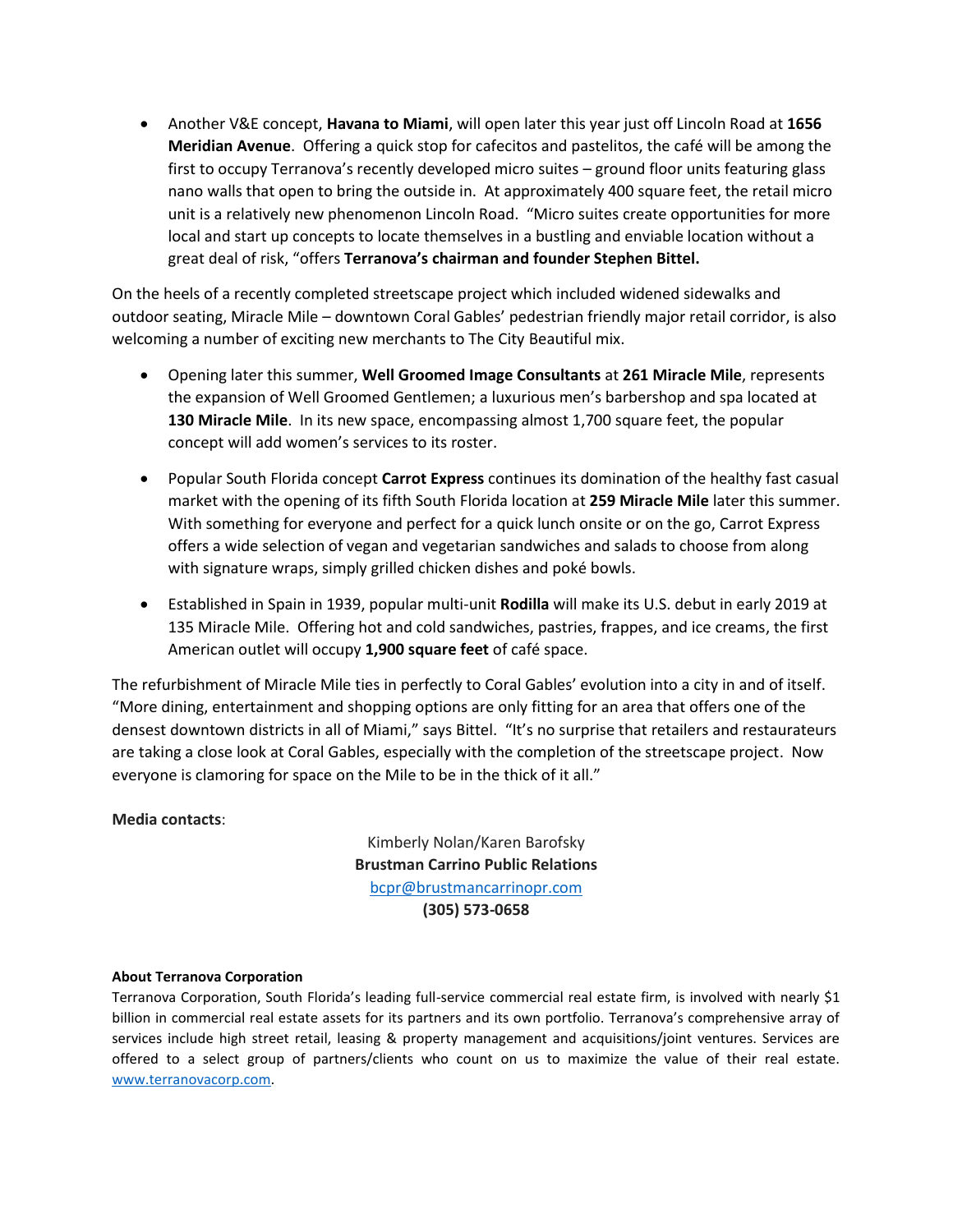- Another V&E concept, **Havana to Miami**, will open later this year just off Lincoln Road at **1656 Meridian Avenue**. Offering a quick stop for cafecitos and pastelitos, the café will be among the first to occupy Terranova's recently developed micro suites – ground floor units featuring glass nano walls that open to bring the outside in. At approximately 400 square feet, the retail micro unit is a relatively new phenomenon Lincoln Road. "Micro suites create opportunities for more local and start up concepts to locate themselves in a bustling and enviable location without a great deal of risk, "offers **Terranova's chairman and founder Stephen Bittel.**

On the heels of a recently completed streetscape project which included widened sidewalks and outdoor seating, Miracle Mile – downtown Coral Gables' pedestrian friendly major retail corridor, is also welcoming a number of exciting new merchants to The City Beautiful mix.

- Opening later this summer, **Well Groomed Image Consultants** at **261 Miracle Mile**, represents the expansion of Well Groomed Gentlemen; a luxurious men's barbershop and spa located at **130 Miracle Mile**. In its new space, encompassing almost 1,700 square feet, the popular concept will add women's services to its roster.

- Popular South Florida concept **Carrot Express** continues its domination of the healthy fast casual market with the opening of its fifth South Florida location at **259 Miracle Mile** later this summer. With something for everyone and perfect for a quick lunch onsite or on the go, Carrot Express offers a wide selection of vegan and vegetarian sandwiches and salads to choose from along with signature wraps, simply grilled chicken dishes and poké bowls.

- Established in Spain in 1939, popular multi-unit **Rodilla** will make its U.S. debut in early 2019 at 135 Miracle Mile. Offering hot and cold sandwiches, pastries, frappes, and ice creams, the first American outlet will occupy **1,900 square feet** of café space.

The refurbishment of Miracle Mile ties in perfectly to Coral Gables' evolution into a city in and of itself. "More dining, entertainment and shopping options are only fitting for an area that offers one of the densest downtown districts in all of Miami," says Bittel. "It's no surprise that retailers and restaurateurs are taking a close look at Coral Gables, especially with the completion of the streetscape project. Now everyone is clamoring for space on the Mile to be in the thick of it all."

**Media contacts**:

Kimberly Nolan/Karen Barofsky
**Brustman Carrino Public Relations**
bcpr@brustmancarrinopr.com
**(305) 573-0658**

**About Terranova Corporation**

Terranova Corporation, South Florida's leading full-service commercial real estate firm, is involved with nearly $1 billion in commercial real estate assets for its partners and its own portfolio. Terranova's comprehensive array of services include high street retail, leasing & property management and acquisitions/joint ventures. Services are offered to a select group of partners/clients who count on us to maximize the value of their real estate. www.terranovacorp.com.